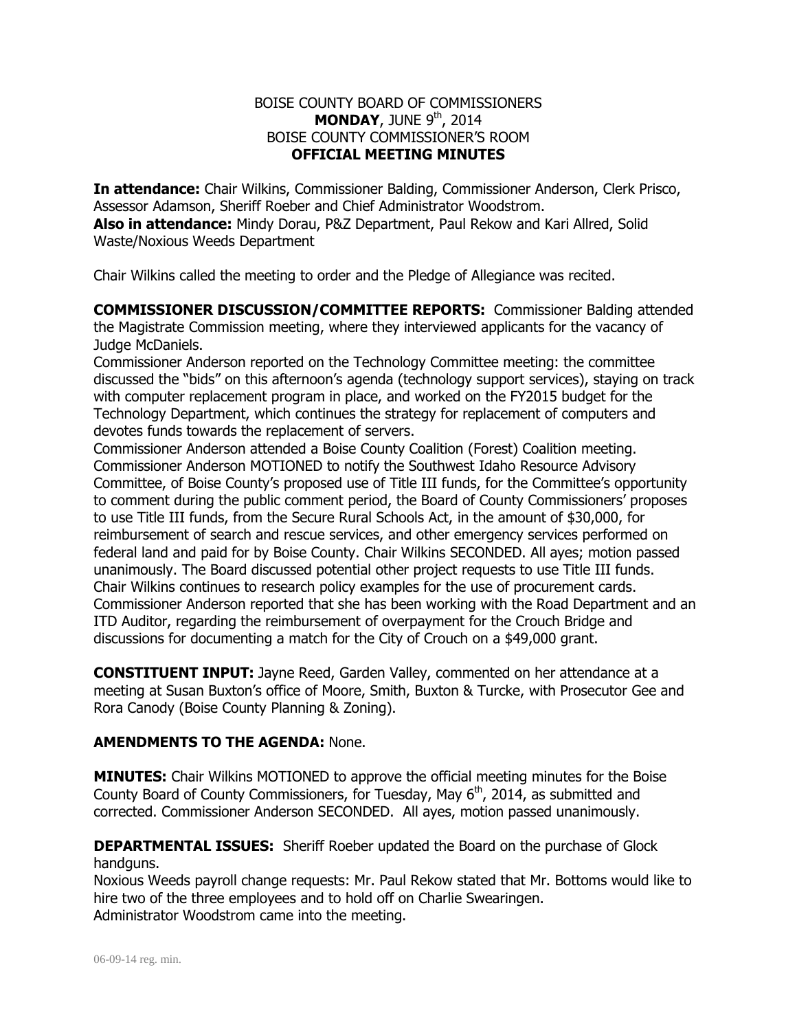# BOISE COUNTY BOARD OF COMMISSIONERS
## **MONDAY**, JUNE 9th, 2014
## BOISE COUNTY COMMISSIONER'S ROOM
## **OFFICIAL MEETING MINUTES**

**In attendance:** Chair Wilkins, Commissioner Balding, Commissioner Anderson, Clerk Prisco, Assessor Adamson, Sheriff Roeber and Chief Administrator Woodstrom.
**Also in attendance:** Mindy Dorau, P&Z Department, Paul Rekow and Kari Allred, Solid Waste/Noxious Weeds Department

Chair Wilkins called the meeting to order and the Pledge of Allegiance was recited.

**COMMISSIONER DISCUSSION/COMMITTEE REPORTS:** Commissioner Balding attended the Magistrate Commission meeting, where they interviewed applicants for the vacancy of Judge McDaniels.
Commissioner Anderson reported on the Technology Committee meeting: the committee discussed the "bids" on this afternoon's agenda (technology support services), staying on track with computer replacement program in place, and worked on the FY2015 budget for the Technology Department, which continues the strategy for replacement of computers and devotes funds towards the replacement of servers.
Commissioner Anderson attended a Boise County Coalition (Forest) Coalition meeting. Commissioner Anderson MOTIONED to notify the Southwest Idaho Resource Advisory Committee, of Boise County's proposed use of Title III funds, for the Committee's opportunity to comment during the public comment period, the Board of County Commissioners' proposes to use Title III funds, from the Secure Rural Schools Act, in the amount of $30,000, for reimbursement of search and rescue services, and other emergency services performed on federal land and paid for by Boise County. Chair Wilkins SECONDED. All ayes; motion passed unanimously. The Board discussed potential other project requests to use Title III funds. Chair Wilkins continues to research policy examples for the use of procurement cards. Commissioner Anderson reported that she has been working with the Road Department and an ITD Auditor, regarding the reimbursement of overpayment for the Crouch Bridge and discussions for documenting a match for the City of Crouch on a $49,000 grant.

**CONSTITUENT INPUT:** Jayne Reed, Garden Valley, commented on her attendance at a meeting at Susan Buxton's office of Moore, Smith, Buxton & Turcke, with Prosecutor Gee and Rora Canody (Boise County Planning & Zoning).

**AMENDMENTS TO THE AGENDA:** None.

**MINUTES:** Chair Wilkins MOTIONED to approve the official meeting minutes for the Boise County Board of County Commissioners, for Tuesday, May 6th, 2014, as submitted and corrected. Commissioner Anderson SECONDED. All ayes, motion passed unanimously.

**DEPARTMENTAL ISSUES:** Sheriff Roeber updated the Board on the purchase of Glock handguns.
Noxious Weeds payroll change requests: Mr. Paul Rekow stated that Mr. Bottoms would like to hire two of the three employees and to hold off on Charlie Swearingen.
Administrator Woodstrom came into the meeting.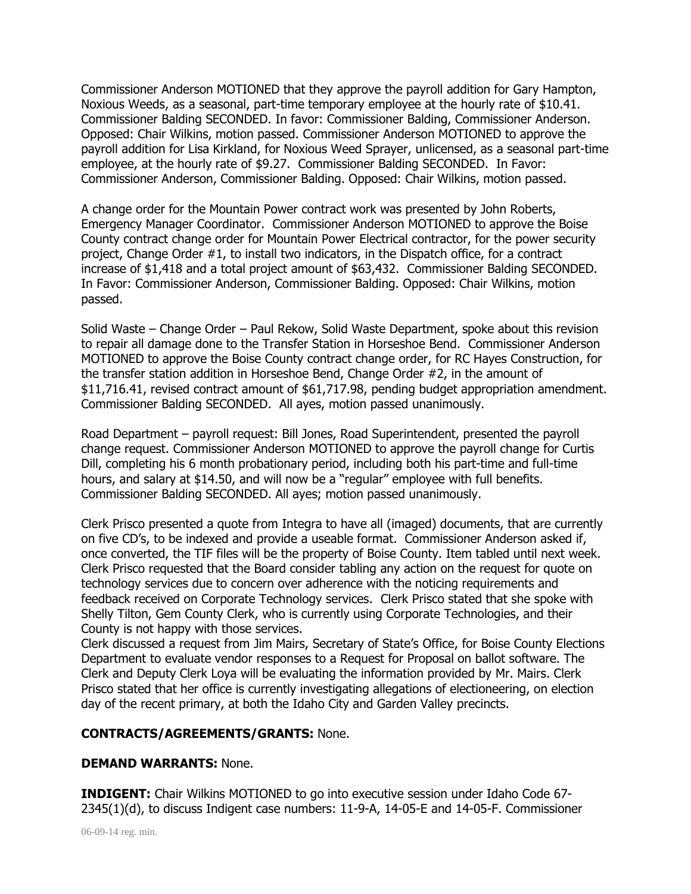Commissioner Anderson MOTIONED that they approve the payroll addition for Gary Hampton, Noxious Weeds, as a seasonal, part-time temporary employee at the hourly rate of $10.41. Commissioner Balding SECONDED. In favor: Commissioner Balding, Commissioner Anderson. Opposed: Chair Wilkins, motion passed. Commissioner Anderson MOTIONED to approve the payroll addition for Lisa Kirkland, for Noxious Weed Sprayer, unlicensed, as a seasonal part-time employee, at the hourly rate of $9.27. Commissioner Balding SECONDED. In Favor: Commissioner Anderson, Commissioner Balding. Opposed: Chair Wilkins, motion passed.

A change order for the Mountain Power contract work was presented by John Roberts, Emergency Manager Coordinator. Commissioner Anderson MOTIONED to approve the Boise County contract change order for Mountain Power Electrical contractor, for the power security project, Change Order #1, to install two indicators, in the Dispatch office, for a contract increase of $1,418 and a total project amount of $63,432. Commissioner Balding SECONDED. In Favor: Commissioner Anderson, Commissioner Balding. Opposed: Chair Wilkins, motion passed.

Solid Waste – Change Order – Paul Rekow, Solid Waste Department, spoke about this revision to repair all damage done to the Transfer Station in Horseshoe Bend. Commissioner Anderson MOTIONED to approve the Boise County contract change order, for RC Hayes Construction, for the transfer station addition in Horseshoe Bend, Change Order #2, in the amount of $11,716.41, revised contract amount of $61,717.98, pending budget appropriation amendment. Commissioner Balding SECONDED. All ayes, motion passed unanimously.

Road Department – payroll request: Bill Jones, Road Superintendent, presented the payroll change request. Commissioner Anderson MOTIONED to approve the payroll change for Curtis Dill, completing his 6 month probationary period, including both his part-time and full-time hours, and salary at $14.50, and will now be a "regular" employee with full benefits. Commissioner Balding SECONDED. All ayes; motion passed unanimously.

Clerk Prisco presented a quote from Integra to have all (imaged) documents, that are currently on five CD's, to be indexed and provide a useable format. Commissioner Anderson asked if, once converted, the TIF files will be the property of Boise County. Item tabled until next week. Clerk Prisco requested that the Board consider tabling any action on the request for quote on technology services due to concern over adherence with the noticing requirements and feedback received on Corporate Technology services. Clerk Prisco stated that she spoke with Shelly Tilton, Gem County Clerk, who is currently using Corporate Technologies, and their County is not happy with those services.
Clerk discussed a request from Jim Mairs, Secretary of State's Office, for Boise County Elections Department to evaluate vendor responses to a Request for Proposal on ballot software. The Clerk and Deputy Clerk Loya will be evaluating the information provided by Mr. Mairs. Clerk Prisco stated that her office is currently investigating allegations of electioneering, on election day of the recent primary, at both the Idaho City and Garden Valley precincts.

**CONTRACTS/AGREEMENTS/GRANTS:** None.

**DEMAND WARRANTS:** None.

**INDIGENT:** Chair Wilkins MOTIONED to go into executive session under Idaho Code 67-2345(1)(d), to discuss Indigent case numbers: 11-9-A, 14-05-E and 14-05-F. Commissioner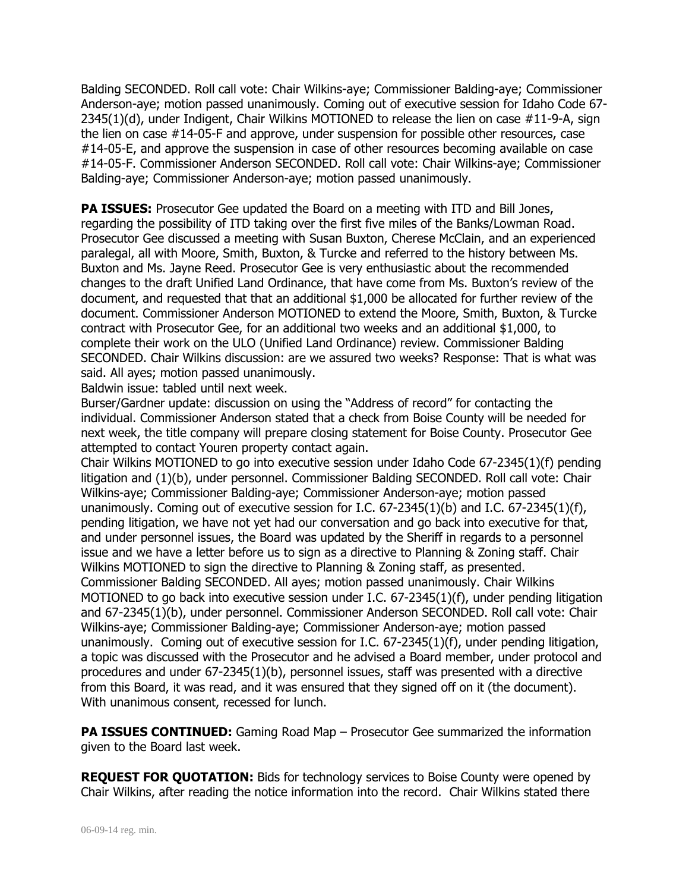Balding SECONDED. Roll call vote: Chair Wilkins-aye; Commissioner Balding-aye; Commissioner Anderson-aye; motion passed unanimously. Coming out of executive session for Idaho Code 67-2345(1)(d), under Indigent, Chair Wilkins MOTIONED to release the lien on case #11-9-A, sign the lien on case #14-05-F and approve, under suspension for possible other resources, case #14-05-E, and approve the suspension in case of other resources becoming available on case #14-05-F. Commissioner Anderson SECONDED. Roll call vote: Chair Wilkins-aye; Commissioner Balding-aye; Commissioner Anderson-aye; motion passed unanimously.

**PA ISSUES:** Prosecutor Gee updated the Board on a meeting with ITD and Bill Jones, regarding the possibility of ITD taking over the first five miles of the Banks/Lowman Road. Prosecutor Gee discussed a meeting with Susan Buxton, Cherese McClain, and an experienced paralegal, all with Moore, Smith, Buxton, & Turcke and referred to the history between Ms. Buxton and Ms. Jayne Reed. Prosecutor Gee is very enthusiastic about the recommended changes to the draft Unified Land Ordinance, that have come from Ms. Buxton's review of the document, and requested that that an additional $1,000 be allocated for further review of the document. Commissioner Anderson MOTIONED to extend the Moore, Smith, Buxton, & Turcke contract with Prosecutor Gee, for an additional two weeks and an additional $1,000, to complete their work on the ULO (Unified Land Ordinance) review. Commissioner Balding SECONDED. Chair Wilkins discussion: are we assured two weeks? Response: That is what was said. All ayes; motion passed unanimously.

Baldwin issue: tabled until next week.

Burser/Gardner update: discussion on using the "Address of record" for contacting the individual. Commissioner Anderson stated that a check from Boise County will be needed for next week, the title company will prepare closing statement for Boise County. Prosecutor Gee attempted to contact Youren property contact again.

Chair Wilkins MOTIONED to go into executive session under Idaho Code 67-2345(1)(f) pending litigation and (1)(b), under personnel. Commissioner Balding SECONDED. Roll call vote: Chair Wilkins-aye; Commissioner Balding-aye; Commissioner Anderson-aye; motion passed unanimously. Coming out of executive session for I.C. 67-2345(1)(b) and I.C. 67-2345(1)(f), pending litigation, we have not yet had our conversation and go back into executive for that, and under personnel issues, the Board was updated by the Sheriff in regards to a personnel issue and we have a letter before us to sign as a directive to Planning & Zoning staff. Chair Wilkins MOTIONED to sign the directive to Planning & Zoning staff, as presented. Commissioner Balding SECONDED. All ayes; motion passed unanimously. Chair Wilkins MOTIONED to go back into executive session under I.C. 67-2345(1)(f), under pending litigation and 67-2345(1)(b), under personnel. Commissioner Anderson SECONDED. Roll call vote: Chair Wilkins-aye; Commissioner Balding-aye; Commissioner Anderson-aye; motion passed unanimously. Coming out of executive session for I.C. 67-2345(1)(f), under pending litigation, a topic was discussed with the Prosecutor and he advised a Board member, under protocol and procedures and under 67-2345(1)(b), personnel issues, staff was presented with a directive from this Board, it was read, and it was ensured that they signed off on it (the document). With unanimous consent, recessed for lunch.

**PA ISSUES CONTINUED:** Gaming Road Map – Prosecutor Gee summarized the information given to the Board last week.

**REQUEST FOR QUOTATION:** Bids for technology services to Boise County were opened by Chair Wilkins, after reading the notice information into the record. Chair Wilkins stated there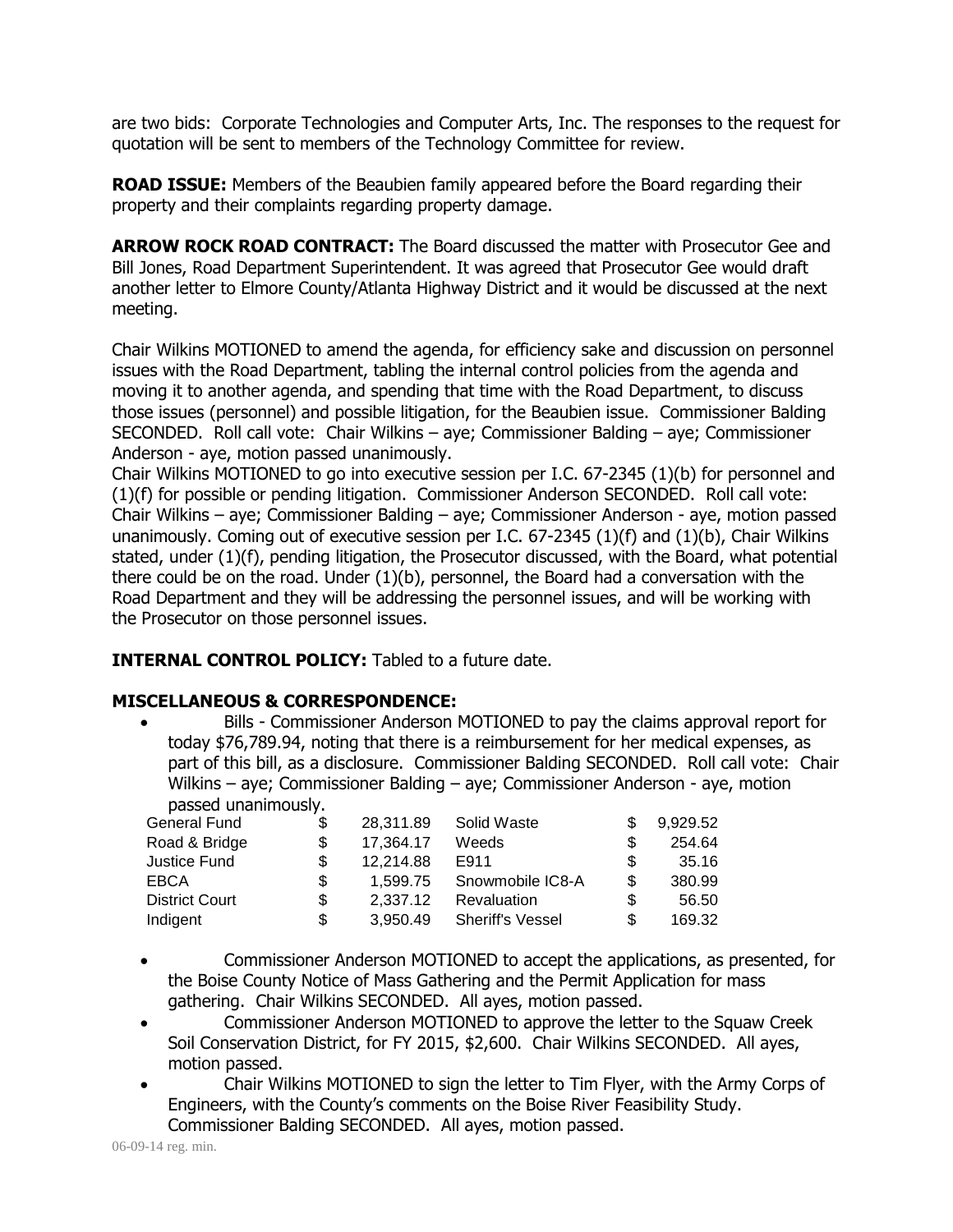are two bids: Corporate Technologies and Computer Arts, Inc. The responses to the request for quotation will be sent to members of the Technology Committee for review.

**ROAD ISSUE:** Members of the Beaubien family appeared before the Board regarding their property and their complaints regarding property damage.

**ARROW ROCK ROAD CONTRACT:** The Board discussed the matter with Prosecutor Gee and Bill Jones, Road Department Superintendent. It was agreed that Prosecutor Gee would draft another letter to Elmore County/Atlanta Highway District and it would be discussed at the next meeting.

Chair Wilkins MOTIONED to amend the agenda, for efficiency sake and discussion on personnel issues with the Road Department, tabling the internal control policies from the agenda and moving it to another agenda, and spending that time with the Road Department, to discuss those issues (personnel) and possible litigation, for the Beaubien issue. Commissioner Balding SECONDED. Roll call vote: Chair Wilkins – aye; Commissioner Balding – aye; Commissioner Anderson - aye, motion passed unanimously.

Chair Wilkins MOTIONED to go into executive session per I.C. 67-2345 (1)(b) for personnel and (1)(f) for possible or pending litigation. Commissioner Anderson SECONDED. Roll call vote: Chair Wilkins – aye; Commissioner Balding – aye; Commissioner Anderson - aye, motion passed unanimously. Coming out of executive session per I.C. 67-2345 (1)(f) and (1)(b), Chair Wilkins stated, under (1)(f), pending litigation, the Prosecutor discussed, with the Board, what potential there could be on the road. Under (1)(b), personnel, the Board had a conversation with the Road Department and they will be addressing the personnel issues, and will be working with the Prosecutor on those personnel issues.

**INTERNAL CONTROL POLICY:** Tabled to a future date.

**MISCELLANEOUS & CORRESPONDENCE:**

- Bills - Commissioner Anderson MOTIONED to pay the claims approval report for today $76,789.94, noting that there is a reimbursement for her medical expenses, as part of this bill, as a disclosure. Commissioner Balding SECONDED. Roll call vote: Chair Wilkins – aye; Commissioner Balding – aye; Commissioner Anderson - aye, motion passed unanimously.

| | | | | | |
|---|---|---|---|---|---|
| General Fund | $ | 28,311.89 | Solid Waste | $ | 9,929.52 |
| Road & Bridge | $ | 17,364.17 | Weeds | $ | 254.64 |
| Justice Fund | $ | 12,214.88 | E911 | $ | 35.16 |
| EBCA | $ | 1,599.75 | Snowmobile IC8-A | $ | 380.99 |
| District Court | $ | 2,337.12 | Revaluation | $ | 56.50 |
| Indigent | $ | 3,950.49 | Sheriff's Vessel | $ | 169.32 |

- Commissioner Anderson MOTIONED to accept the applications, as presented, for the Boise County Notice of Mass Gathering and the Permit Application for mass gathering. Chair Wilkins SECONDED. All ayes, motion passed.
- Commissioner Anderson MOTIONED to approve the letter to the Squaw Creek Soil Conservation District, for FY 2015, $2,600. Chair Wilkins SECONDED. All ayes, motion passed.
- Chair Wilkins MOTIONED to sign the letter to Tim Flyer, with the Army Corps of Engineers, with the County's comments on the Boise River Feasibility Study. Commissioner Balding SECONDED. All ayes, motion passed.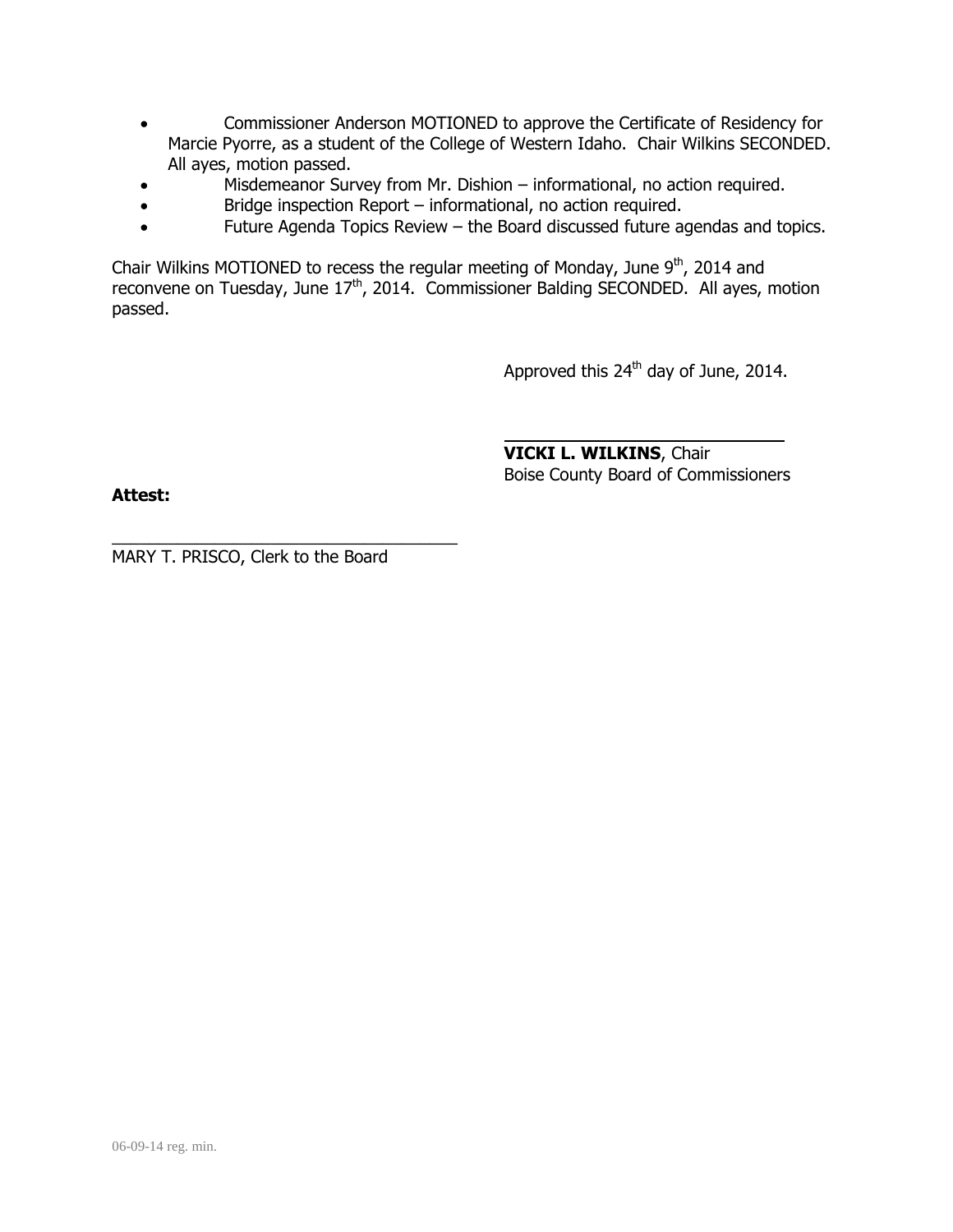- Commissioner Anderson MOTIONED to approve the Certificate of Residency for Marcie Pyorre, as a student of the College of Western Idaho. Chair Wilkins SECONDED. All ayes, motion passed.
- Misdemeanor Survey from Mr. Dishion – informational, no action required.
- Bridge inspection Report – informational, no action required.
- Future Agenda Topics Review – the Board discussed future agendas and topics.

Chair Wilkins MOTIONED to recess the regular meeting of Monday, June 9th, 2014 and reconvene on Tuesday, June 17th, 2014. Commissioner Balding SECONDED. All ayes, motion passed.

Approved this 24th day of June, 2014.

\_\_\_\_\_\_\_\_\_\_\_\_\_\_\_\_\_\_\_\_\_\_\_\_\_\_\_\_\_\_

**VICKI L. WILKINS**, Chair
Boise County Board of Commissioners

**Attest:**

\_\_\_\_\_\_\_\_\_\_\_\_\_\_\_\_\_\_\_\_\_\_\_\_\_\_\_\_\_\_\_\_\_\_\_\_

MARY T. PRISCO, Clerk to the Board